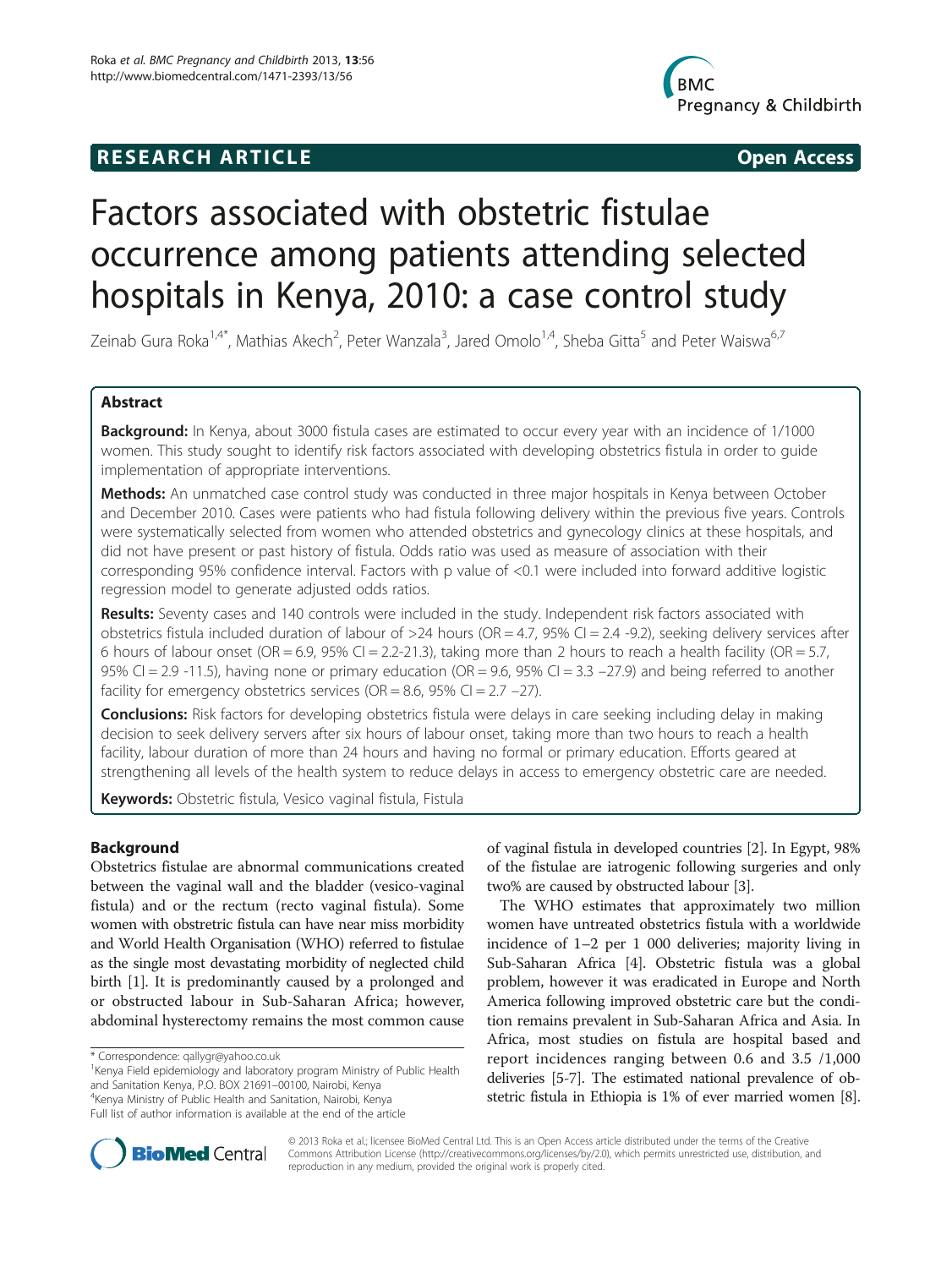**RESEARCH ARTICLE** **Open Access**

# Factors associated with obstetric fistulae occurrence among patients attending selected hospitals in Kenya, 2010: a case control study

Zeinab Gura Roka[1,4*], Mathias Akech[2], Peter Wanzala[3], Jared Omolo[1,4], Sheba Gitta[5] and Peter Waiswa[6,7]

## Abstract

**Background:** In Kenya, about 3000 fistula cases are estimated to occur every year with an incidence of 1/1000 women. This study sought to identify risk factors associated with developing obstetrics fistula in order to guide implementation of appropriate interventions.

**Methods:** An unmatched case control study was conducted in three major hospitals in Kenya between October and December 2010. Cases were patients who had fistula following delivery within the previous five years. Controls were systematically selected from women who attended obstetrics and gynecology clinics at these hospitals, and did not have present or past history of fistula. Odds ratio was used as measure of association with their corresponding 95% confidence interval. Factors with p value of <0.1 were included into forward additive logistic regression model to generate adjusted odds ratios.

**Results:** Seventy cases and 140 controls were included in the study. Independent risk factors associated with obstetrics fistula included duration of labour of >24 hours (OR = 4.7, 95% CI = 2.4 -9.2), seeking delivery services after 6 hours of labour onset (OR = 6.9, 95% CI = 2.2-21.3), taking more than 2 hours to reach a health facility (OR = 5.7, 95% CI = 2.9 -11.5), having none or primary education (OR = 9.6, 95% CI = 3.3 –27.9) and being referred to another facility for emergency obstetrics services (OR = 8.6, 95% CI = 2.7 –27).

**Conclusions:** Risk factors for developing obstetrics fistula were delays in care seeking including delay in making decision to seek delivery servers after six hours of labour onset, taking more than two hours to reach a health facility, labour duration of more than 24 hours and having no formal or primary education. Efforts geared at strengthening all levels of the health system to reduce delays in access to emergency obstetric care are needed.

**Keywords:** Obstetric fistula, Vesico vaginal fistula, Fistula

## Background

Obstetrics fistulae are abnormal communications created between the vaginal wall and the bladder (vesico-vaginal fistula) and or the rectum (recto vaginal fistula). Some women with obstetric fistula can have near miss morbidity and World Health Organisation (WHO) referred to fistulae as the single most devastating morbidity of neglected child birth [1]. It is predominantly caused by a prolonged and or obstructed labour in Sub-Saharan Africa; however, abdominal hysterectomy remains the most common cause of vaginal fistula in developed countries [2]. In Egypt, 98% of the fistulae are iatrogenic following surgeries and only two% are caused by obstructed labour [3].

The WHO estimates that approximately two million women have untreated obstetrics fistula with a worldwide incidence of 1–2 per 1 000 deliveries; majority living in Sub-Saharan Africa [4]. Obstetric fistula was a global problem, however it was eradicated in Europe and North America following improved obstetric care but the condition remains prevalent in Sub-Saharan Africa and Asia. In Africa, most studies on fistula are hospital based and report incidences ranging between 0.6 and 3.5 /1,000 deliveries [5-7]. The estimated national prevalence of obstetric fistula in Ethiopia is 1% of ever married women [8].

\* Correspondence: qallygr@yahoo.co.uk
[1]Kenya Field epidemiology and laboratory program Ministry of Public Health and Sanitation Kenya, P.O. BOX 21691–00100, Nairobi, Kenya
[4]Kenya Ministry of Public Health and Sanitation, Nairobi, Kenya
Full list of author information is available at the end of the article

© 2013 Roka et al.; licensee BioMed Central Ltd. This is an Open Access article distributed under the terms of the Creative Commons Attribution License (http://creativecommons.org/licenses/by/2.0), which permits unrestricted use, distribution, and reproduction in any medium, provided the original work is properly cited.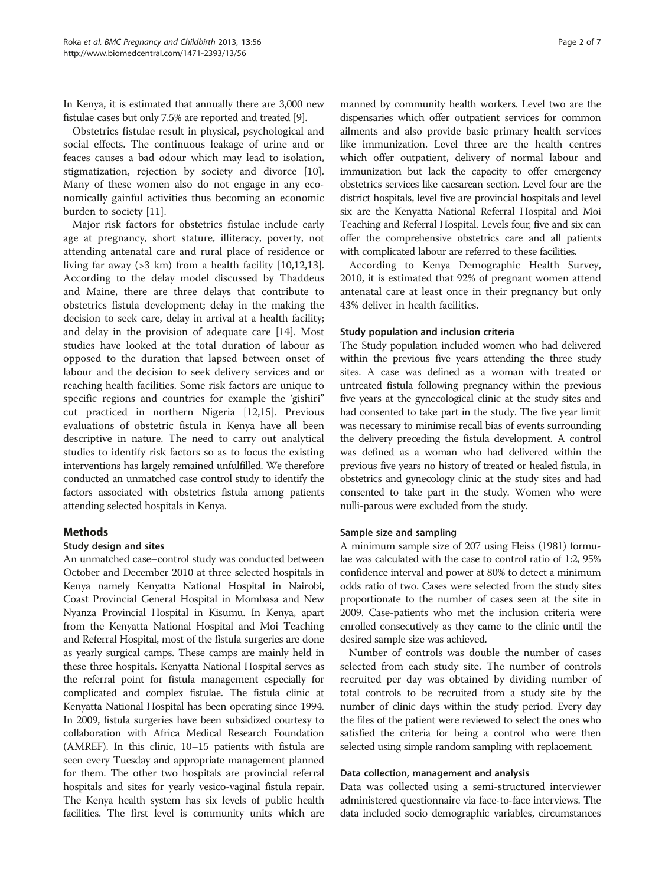In Kenya, it is estimated that annually there are 3,000 new fistulae cases but only 7.5% are reported and treated [9].

Obstetrics fistulae result in physical, psychological and social effects. The continuous leakage of urine and or feaces causes a bad odour which may lead to isolation, stigmatization, rejection by society and divorce [10]. Many of these women also do not engage in any economically gainful activities thus becoming an economic burden to society [11].

Major risk factors for obstetrics fistulae include early age at pregnancy, short stature, illiteracy, poverty, not attending antenatal care and rural place of residence or living far away (>3 km) from a health facility [10,12,13]. According to the delay model discussed by Thaddeus and Maine, there are three delays that contribute to obstetrics fistula development; delay in the making the decision to seek care, delay in arrival at a health facility; and delay in the provision of adequate care [14]. Most studies have looked at the total duration of labour as opposed to the duration that lapsed between onset of labour and the decision to seek delivery services and or reaching health facilities. Some risk factors are unique to specific regions and countries for example the 'gishiri" cut practiced in northern Nigeria [12,15]. Previous evaluations of obstetric fistula in Kenya have all been descriptive in nature. The need to carry out analytical studies to identify risk factors so as to focus the existing interventions has largely remained unfulfilled. We therefore conducted an unmatched case control study to identify the factors associated with obstetrics fistula among patients attending selected hospitals in Kenya.

## Methods

### Study design and sites

An unmatched case–control study was conducted between October and December 2010 at three selected hospitals in Kenya namely Kenyatta National Hospital in Nairobi, Coast Provincial General Hospital in Mombasa and New Nyanza Provincial Hospital in Kisumu. In Kenya, apart from the Kenyatta National Hospital and Moi Teaching and Referral Hospital, most of the fistula surgeries are done as yearly surgical camps. These camps are mainly held in these three hospitals. Kenyatta National Hospital serves as the referral point for fistula management especially for complicated and complex fistulae. The fistula clinic at Kenyatta National Hospital has been operating since 1994. In 2009, fistula surgeries have been subsidized courtesy to collaboration with Africa Medical Research Foundation (AMREF). In this clinic, 10–15 patients with fistula are seen every Tuesday and appropriate management planned for them. The other two hospitals are provincial referral hospitals and sites for yearly vesico-vaginal fistula repair. The Kenya health system has six levels of public health facilities. The first level is community units which are manned by community health workers. Level two are the dispensaries which offer outpatient services for common ailments and also provide basic primary health services like immunization. Level three are the health centres which offer outpatient, delivery of normal labour and immunization but lack the capacity to offer emergency obstetrics services like caesarean section. Level four are the district hospitals, level five are provincial hospitals and level six are the Kenyatta National Referral Hospital and Moi Teaching and Referral Hospital. Levels four, five and six can offer the comprehensive obstetrics care and all patients with complicated labour are referred to these facilities**.**

According to Kenya Demographic Health Survey, 2010, it is estimated that 92% of pregnant women attend antenatal care at least once in their pregnancy but only 43% deliver in health facilities.

### Study population and inclusion criteria

The Study population included women who had delivered within the previous five years attending the three study sites. A case was defined as a woman with treated or untreated fistula following pregnancy within the previous five years at the gynecological clinic at the study sites and had consented to take part in the study. The five year limit was necessary to minimise recall bias of events surrounding the delivery preceding the fistula development. A control was defined as a woman who had delivered within the previous five years no history of treated or healed fistula, in obstetrics and gynecology clinic at the study sites and had consented to take part in the study. Women who were nulli-parous were excluded from the study.

### Sample size and sampling

A minimum sample size of 207 using Fleiss (1981) formulae was calculated with the case to control ratio of 1:2, 95% confidence interval and power at 80% to detect a minimum odds ratio of two. Cases were selected from the study sites proportionate to the number of cases seen at the site in 2009. Case-patients who met the inclusion criteria were enrolled consecutively as they came to the clinic until the desired sample size was achieved.

Number of controls was double the number of cases selected from each study site. The number of controls recruited per day was obtained by dividing number of total controls to be recruited from a study site by the number of clinic days within the study period. Every day the files of the patient were reviewed to select the ones who satisfied the criteria for being a control who were then selected using simple random sampling with replacement.

### Data collection, management and analysis

Data was collected using a semi-structured interviewer administered questionnaire via face-to-face interviews. The data included socio demographic variables, circumstances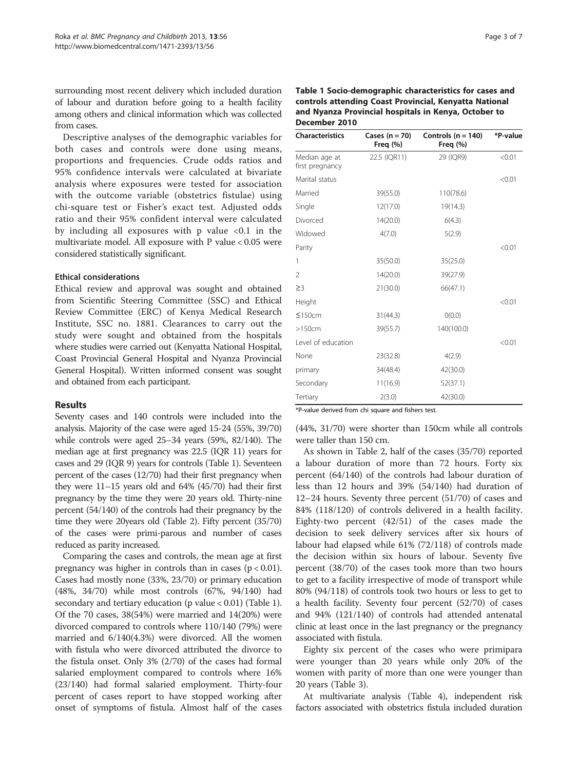surrounding most recent delivery which included duration of labour and duration before going to a health facility among others and clinical information which was collected from cases.

Descriptive analyses of the demographic variables for both cases and controls were done using means, proportions and frequencies. Crude odds ratios and 95% confidence intervals were calculated at bivariate analysis where exposures were tested for association with the outcome variable (obstetrics fistulae) using chi-square test or Fisher's exact test. Adjusted odds ratio and their 95% confident interval were calculated by including all exposures with p value <0.1 in the multivariate model. All exposure with P value < 0.05 were considered statistically significant.

### Ethical considerations

Ethical review and approval was sought and obtained from Scientific Steering Committee (SSC) and Ethical Review Committee (ERC) of Kenya Medical Research Institute, SSC no. 1881. Clearances to carry out the study were sought and obtained from the hospitals where studies were carried out (Kenyatta National Hospital, Coast Provincial General Hospital and Nyanza Provincial General Hospital). Written informed consent was sought and obtained from each participant.

## Results

Seventy cases and 140 controls were included into the analysis. Majority of the case were aged 15-24 (55%, 39/70) while controls were aged 25–34 years (59%, 82/140). The median age at first pregnancy was 22.5 (IQR 11) years for cases and 29 (IQR 9) years for controls (Table 1). Seventeen percent of the cases (12/70) had their first pregnancy when they were 11–15 years old and 64% (45/70) had their first pregnancy by the time they were 20 years old. Thirty-nine percent (54/140) of the controls had their pregnancy by the time they were 20years old (Table 2). Fifty percent (35/70) of the cases were primi-parous and number of cases reduced as parity increased.

Comparing the cases and controls, the mean age at first pregnancy was higher in controls than in cases ($p < 0.01$). Cases had mostly none (33%, 23/70) or primary education (48%, 34/70) while most controls (67%, 94/140) had secondary and tertiary education (p value < 0.01) (Table 1). Of the 70 cases, 38(54%) were married and 14(20%) were divorced compared to controls where 110/140 (79%) were married and 6/140(4.3%) were divorced. All the women with fistula who were divorced attributed the divorce to the fistula onset. Only 3% (2/70) of the cases had formal salaried employment compared to controls where 16% (23/140) had formal salaried employment. Thirty-four percent of cases report to have stopped working after onset of symptoms of fistula. Almost half of the cases

**Table 1 Socio-demographic characteristics for cases and controls attending Coast Provincial, Kenyatta National and Nyanza Provincial hospitals in Kenya, October to December 2010**

| Characteristics | Cases (n = 70) Freq (%) | Controls (n = 140) Freq (%) | *P-value |
|---|---|---|---|
| Median age at first pregnancy | 22.5 (IQR11) | 29 (IQR9) | <0.01 |
| Marital status | | | <0.01 |
| Married | 39(55.0) | 110(78.6) | |
| Single | 12(17.0) | 19(14.3) | |
| Divorced | 14(20.0) | 6(4.3) | |
| Widowed | 4(7.0) | 5(2.9) | |
| Parity | | | <0.01 |
| 1 | 35(50.0) | 35(25.0) | |
| 2 | 14(20.0) | 39(27.9) | |
| ≥3 | 21(30.0) | 66(47.1) | |
| Height | | | <0.01 |
| ≤150cm | 31(44.3) | 0(0.0) | |
| >150cm | 39(55.7) | 140(100.0) | |
| Level of education | | | <0.01 |
| None | 23(32.8) | 4(2.9) | |
| primary | 34(48.4) | 42(30.0) | |
| Secondary | 11(16.9) | 52(37.1) | |
| Tertiary | 2(3.0) | 42(30.0) | |

*P-value derived from chi square and fishers test.

(44%, 31/70) were shorter than 150cm while all controls were taller than 150 cm.

As shown in Table 2, half of the cases (35/70) reported a labour duration of more than 72 hours. Forty six percent (64/140) of the controls had labour duration of less than 12 hours and 39% (54/140) had duration of 12–24 hours. Seventy three percent (51/70) of cases and 84% (118/120) of controls delivered in a health facility. Eighty-two percent (42/51) of the cases made the decision to seek delivery services after six hours of labour had elapsed while 61% (72/118) of controls made the decision within six hours of labour. Seventy five percent (38/70) of the cases took more than two hours to get to a facility irrespective of mode of transport while 80% (94/118) of controls took two hours or less to get to a health facility. Seventy four percent (52/70) of cases and 94% (121/140) of controls had attended antenatal clinic at least once in the last pregnancy or the pregnancy associated with fistula.

Eighty six percent of the cases who were primipara were younger than 20 years while only 20% of the women with parity of more than one were younger than 20 years (Table 3).

At multivariate analysis (Table 4), independent risk factors associated with obstetrics fistula included duration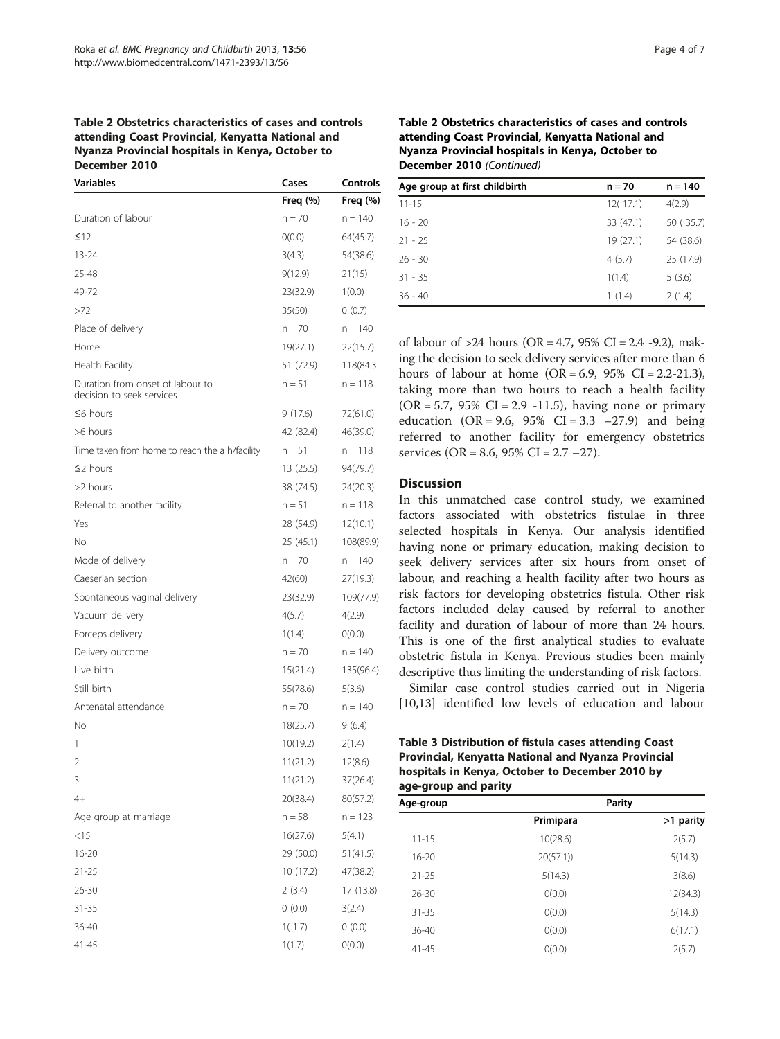**Table 2 Obstetrics characteristics of cases and controls attending Coast Provincial, Kenyatta National and Nyanza Provincial hospitals in Kenya, October to December 2010**

| Variables | Cases | Controls |
|---|---|---|
| | Freq (%) | Freq (%) |
| Duration of labour | n = 70 | n = 140 |
| ≤12 | 0(0.0) | 64(45.7) |
| 13-24 | 3(4.3) | 54(38.6) |
| 25-48 | 9(12.9) | 21(15) |
| 49-72 | 23(32.9) | 1(0.0) |
| >72 | 35(50) | 0 (0.7) |
| Place of delivery | n = 70 | n = 140 |
| Home | 19(27.1) | 22(15.7) |
| Health Facility | 51 (72.9) | 118(84.3 |
| Duration from onset of labour to decision to seek services | n = 51 | n = 118 |
| ≤6 hours | 9 (17.6) | 72(61.0) |
| >6 hours | 42 (82.4) | 46(39.0) |
| Time taken from home to reach the a h/facility | n = 51 | n = 118 |
| ≤2 hours | 13 (25.5) | 94(79.7) |
| >2 hours | 38 (74.5) | 24(20.3) |
| Referral to another facility | n = 51 | n = 118 |
| Yes | 28 (54.9) | 12(10.1) |
| No | 25 (45.1) | 108(89.9) |
| Mode of delivery | n = 70 | n = 140 |
| Caeserian section | 42(60) | 27(19.3) |
| Spontaneous vaginal delivery | 23(32.9) | 109(77.9) |
| Vacuum delivery | 4(5.7) | 4(2.9) |
| Forceps delivery | 1(1.4) | 0(0.0) |
| Delivery outcome | n = 70 | n = 140 |
| Live birth | 15(21.4) | 135(96.4) |
| Still birth | 55(78.6) | 5(3.6) |
| Antenatal attendance | n = 70 | n = 140 |
| No | 18(25.7) | 9 (6.4) |
| 1 | 10(19.2) | 2(1.4) |
| 2 | 11(21.2) | 12(8.6) |
| 3 | 11(21.2) | 37(26.4) |
| 4+ | 20(38.4) | 80(57.2) |
| Age group at marriage | n = 58 | n = 123 |
| <15 | 16(27.6) | 5(4.1) |
| 16-20 | 29 (50.0) | 51(41.5) |
| 21-25 | 10 (17.2) | 47(38.2) |
| 26-30 | 2 (3.4) | 17 (13.8) |
| 31-35 | 0 (0.0) | 3(2.4) |
| 36-40 | 1( 1.7) | 0 (0.0) |
| 41-45 | 1(1.7) | 0(0.0) |
| Age group at first childbirth | n = 70 | n = 140 |
| 11-15 | 12( 17.1) | 4(2.9) |
| 16 - 20 | 33 (47.1) | 50 ( 35.7) |
| 21 - 25 | 19 (27.1) | 54 (38.6) |
| 26 - 30 | 4 (5.7) | 25 (17.9) |
| 31 - 35 | 1(1.4) | 5 (3.6) |
| 36 - 40 | 1 (1.4) | 2 (1.4) |

of labour of >24 hours (OR = 4.7, 95% CI = 2.4 -9.2), making the decision to seek delivery services after more than 6 hours of labour at home (OR = 6.9, 95% CI = 2.2-21.3), taking more than two hours to reach a health facility (OR = 5.7, 95% CI = 2.9 -11.5), having none or primary education (OR = 9.6, 95% CI = 3.3 –27.9) and being referred to another facility for emergency obstetrics services (OR = 8.6, 95% CI = 2.7 –27).

## Discussion

In this unmatched case control study, we examined factors associated with obstetrics fistulae in three selected hospitals in Kenya. Our analysis identified having none or primary education, making decision to seek delivery services after six hours from onset of labour, and reaching a health facility after two hours as risk factors for developing obstetrics fistula. Other risk factors included delay caused by referral to another facility and duration of labour of more than 24 hours. This is one of the first analytical studies to evaluate obstetric fistula in Kenya. Previous studies been mainly descriptive thus limiting the understanding of risk factors.

Similar case control studies carried out in Nigeria [10,13] identified low levels of education and labour

**Table 3 Distribution of fistula cases attending Coast Provincial, Kenyatta National and Nyanza Provincial hospitals in Kenya, October to December 2010 by age-group and parity**

| Age-group | Parity | |
|---|---|---|
| | Primipara | >1 parity |
| 11-15 | 10(28.6) | 2(5.7) |
| 16-20 | 20(57.1)) | 5(14.3) |
| 21-25 | 5(14.3) | 3(8.6) |
| 26-30 | 0(0.0) | 12(34.3) |
| 31-35 | 0(0.0) | 5(14.3) |
| 36-40 | 0(0.0) | 6(17.1) |
| 41-45 | 0(0.0) | 2(5.7) |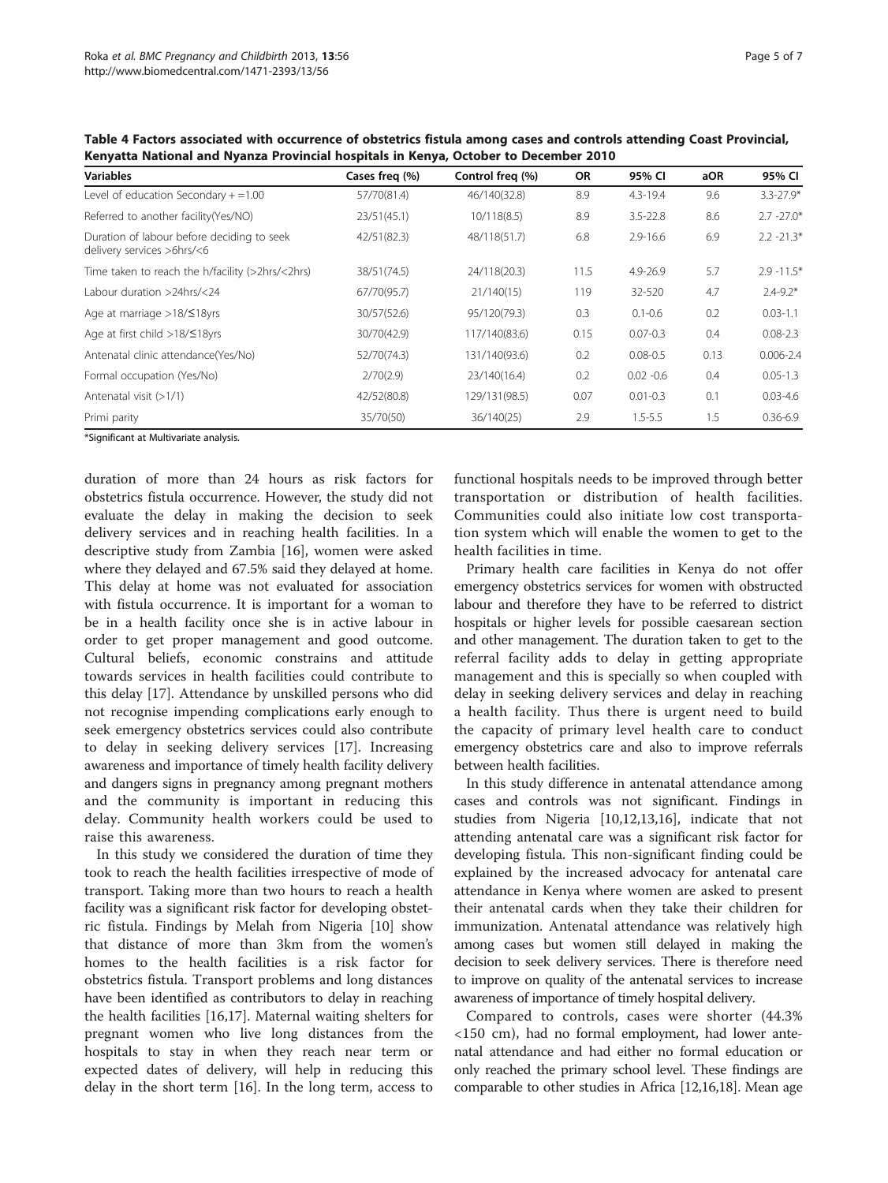**Table 4 Factors associated with occurrence of obstetrics fistula among cases and controls attending Coast Provincial, Kenyatta National and Nyanza Provincial hospitals in Kenya, October to December 2010**

| Variables | Cases freq (%) | Control freq (%) | OR | 95% CI | aOR | 95% CI |
|---|---|---|---|---|---|---|
| Level of education Secondary + =1.00 | 57/70(81.4) | 46/140(32.8) | 8.9 | 4.3-19.4 | 9.6 | 3.3-27.9* |
| Referred to another facility(Yes/NO) | 23/51(45.1) | 10/118(8.5) | 8.9 | 3.5-22.8 | 8.6 | 2.7 -27.0* |
| Duration of labour before deciding to seek delivery services >6hrs/<6 | 42/51(82.3) | 48/118(51.7) | 6.8 | 2.9-16.6 | 6.9 | 2.2 -21.3* |
| Time taken to reach the h/facility (>2hrs/<2hrs) | 38/51(74.5) | 24/118(20.3) | 11.5 | 4.9-26.9 | 5.7 | 2.9 -11.5* |
| Labour duration >24hrs/<24 | 67/70(95.7) | 21/140(15) | 119 | 32-520 | 4.7 | 2.4-9.2* |
| Age at marriage >18/≤18yrs | 30/57(52.6) | 95/120(79.3) | 0.3 | 0.1-0.6 | 0.2 | 0.03-1.1 |
| Age at first child >18/≤18yrs | 30/70(42.9) | 117/140(83.6) | 0.15 | 0.07-0.3 | 0.4 | 0.08-2.3 |
| Antenatal clinic attendance(Yes/No) | 52/70(74.3) | 131/140(93.6) | 0.2 | 0.08-0.5 | 0.13 | 0.006-2.4 |
| Formal occupation (Yes/No) | 2/70(2.9) | 23/140(16.4) | 0.2 | 0.02 -0.6 | 0.4 | 0.05-1.3 |
| Antenatal visit (>1/1) | 42/52(80.8) | 129/131(98.5) | 0.07 | 0.01-0.3 | 0.1 | 0.03-4.6 |
| Primi parity | 35/70(50) | 36/140(25) | 2.9 | 1.5-5.5 | 1.5 | 0.36-6.9 |

*Significant at Multivariate analysis.

duration of more than 24 hours as risk factors for obstetrics fistula occurrence. However, the study did not evaluate the delay in making the decision to seek delivery services and in reaching health facilities. In a descriptive study from Zambia [16], women were asked where they delayed and 67.5% said they delayed at home. This delay at home was not evaluated for association with fistula occurrence. It is important for a woman to be in a health facility once she is in active labour in order to get proper management and good outcome. Cultural beliefs, economic constrains and attitude towards services in health facilities could contribute to this delay [17]. Attendance by unskilled persons who did not recognise impending complications early enough to seek emergency obstetrics services could also contribute to delay in seeking delivery services [17]. Increasing awareness and importance of timely health facility delivery and dangers signs in pregnancy among pregnant mothers and the community is important in reducing this delay. Community health workers could be used to raise this awareness.

In this study we considered the duration of time they took to reach the health facilities irrespective of mode of transport. Taking more than two hours to reach a health facility was a significant risk factor for developing obstetric fistula. Findings by Melah from Nigeria [10] show that distance of more than 3km from the women's homes to the health facilities is a risk factor for obstetrics fistula. Transport problems and long distances have been identified as contributors to delay in reaching the health facilities [16,17]. Maternal waiting shelters for pregnant women who live long distances from the hospitals to stay in when they reach near term or expected dates of delivery, will help in reducing this delay in the short term [16]. In the long term, access to functional hospitals needs to be improved through better transportation or distribution of health facilities. Communities could also initiate low cost transportation system which will enable the women to get to the health facilities in time.

Primary health care facilities in Kenya do not offer emergency obstetrics services for women with obstructed labour and therefore they have to be referred to district hospitals or higher levels for possible caesarean section and other management. The duration taken to get to the referral facility adds to delay in getting appropriate management and this is specially so when coupled with delay in seeking delivery services and delay in reaching a health facility. Thus there is urgent need to build the capacity of primary level health care to conduct emergency obstetrics care and also to improve referrals between health facilities.

In this study difference in antenatal attendance among cases and controls was not significant. Findings in studies from Nigeria [10,12,13,16], indicate that not attending antenatal care was a significant risk factor for developing fistula. This non-significant finding could be explained by the increased advocacy for antenatal care attendance in Kenya where women are asked to present their antenatal cards when they take their children for immunization. Antenatal attendance was relatively high among cases but women still delayed in making the decision to seek delivery services. There is therefore need to improve on quality of the antenatal services to increase awareness of importance of timely hospital delivery.

Compared to controls, cases were shorter (44.3% <150 cm), had no formal employment, had lower antenatal attendance and had either no formal education or only reached the primary school level. These findings are comparable to other studies in Africa [12,16,18]. Mean age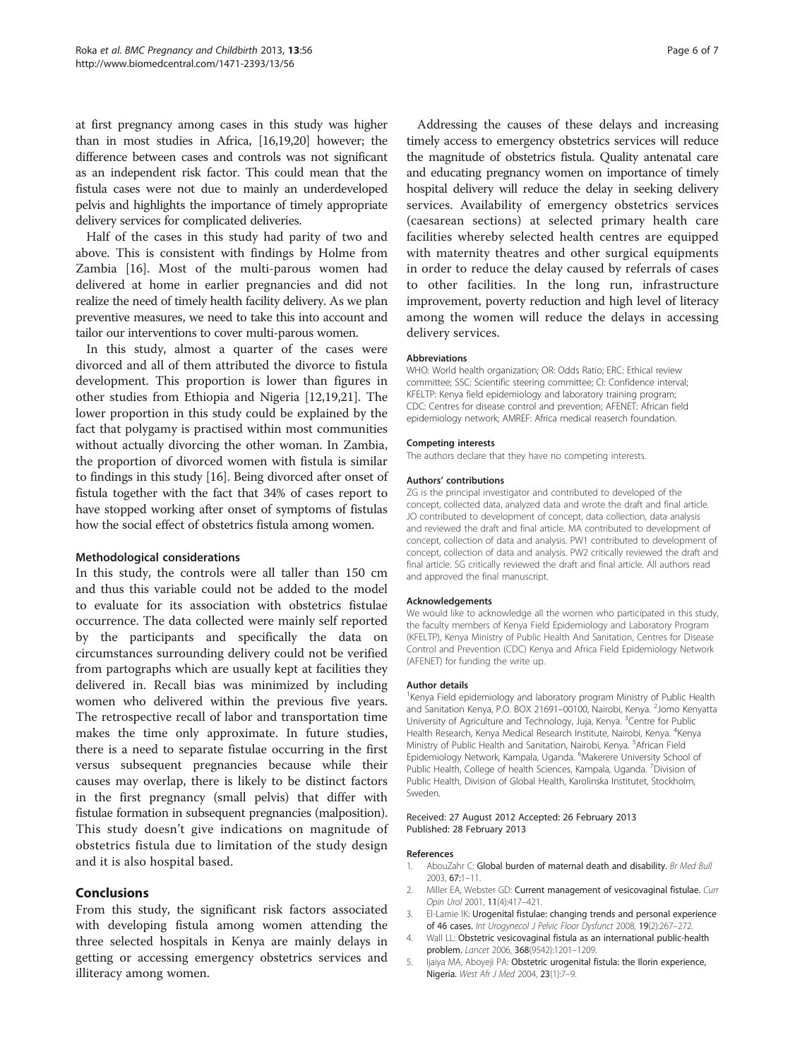at first pregnancy among cases in this study was higher than in most studies in Africa, [16,19,20] however; the difference between cases and controls was not significant as an independent risk factor. This could mean that the fistula cases were not due to mainly an underdeveloped pelvis and highlights the importance of timely appropriate delivery services for complicated deliveries.

Half of the cases in this study had parity of two and above. This is consistent with findings by Holme from Zambia [16]. Most of the multi-parous women had delivered at home in earlier pregnancies and did not realize the need of timely health facility delivery. As we plan preventive measures, we need to take this into account and tailor our interventions to cover multi-parous women.

In this study, almost a quarter of the cases were divorced and all of them attributed the divorce to fistula development. This proportion is lower than figures in other studies from Ethiopia and Nigeria [12,19,21]. The lower proportion in this study could be explained by the fact that polygamy is practised within most communities without actually divorcing the other woman. In Zambia, the proportion of divorced women with fistula is similar to findings in this study [16]. Being divorced after onset of fistula together with the fact that 34% of cases report to have stopped working after onset of symptoms of fistulas how the social effect of obstetrics fistula among women.

### Methodological considerations

In this study, the controls were all taller than 150 cm and thus this variable could not be added to the model to evaluate for its association with obstetrics fistulae occurrence. The data collected were mainly self reported by the participants and specifically the data on circumstances surrounding delivery could not be verified from partographs which are usually kept at facilities they delivered in. Recall bias was minimized by including women who delivered within the previous five years. The retrospective recall of labor and transportation time makes the time only approximate. In future studies, there is a need to separate fistulae occurring in the first versus subsequent pregnancies because while their causes may overlap, there is likely to be distinct factors in the first pregnancy (small pelvis) that differ with fistulae formation in subsequent pregnancies (malposition). This study doesn't give indications on magnitude of obstetrics fistula due to limitation of the study design and it is also hospital based.

## Conclusions

From this study, the significant risk factors associated with developing fistula among women attending the three selected hospitals in Kenya are mainly delays in getting or accessing emergency obstetrics services and illiteracy among women.

Addressing the causes of these delays and increasing timely access to emergency obstetrics services will reduce the magnitude of obstetrics fistula. Quality antenatal care and educating pregnancy women on importance of timely hospital delivery will reduce the delay in seeking delivery services. Availability of emergency obstetrics services (caesarean sections) at selected primary health care facilities whereby selected health centres are equipped with maternity theatres and other surgical equipments in order to reduce the delay caused by referrals of cases to other facilities. In the long run, infrastructure improvement, poverty reduction and high level of literacy among the women will reduce the delays in accessing delivery services.

#### Abbreviations

WHO: World health organization; OR: Odds Ratio; ERC: Ethical review committee; SSC: Scientific steering committee; CI: Confidence interval; KFELTP: Kenya field epidemiology and laboratory training program; CDC: Centres for disease control and prevention; AFENET: African field epidemiology network; AMREF: Africa medical reaserch foundation.

#### Competing interests

The authors declare that they have no competing interests.

#### Authors' contributions

ZG is the principal investigator and contributed to developed of the concept, collected data, analyzed data and wrote the draft and final article. JO contributed to development of concept, data collection, data analysis and reviewed the draft and final article. MA contributed to development of concept, collection of data and analysis. PW1 contributed to development of concept, collection of data and analysis. PW2 critically reviewed the draft and final article. SG critically reviewed the draft and final article. All authors read and approved the final manuscript.

#### Acknowledgements

We would like to acknowledge all the women who participated in this study, the faculty members of Kenya Field Epidemiology and Laboratory Program (KFELTP), Kenya Ministry of Public Health And Sanitation, Centres for Disease Control and Prevention (CDC) Kenya and Africa Field Epidemiology Network (AFENET) for funding the write up.

#### Author details

[1]Kenya Field epidemiology and laboratory program Ministry of Public Health and Sanitation Kenya, P.O. BOX 21691–00100, Nairobi, Kenya. [2]Jomo Kenyatta University of Agriculture and Technology, Juja, Kenya. [3]Centre for Public Health Research, Kenya Medical Research Institute, Nairobi, Kenya. [4]Kenya Ministry of Public Health and Sanitation, Nairobi, Kenya. [5]African Field Epidemiology Network, Kampala, Uganda. [6]Makerere University School of Public Health, College of health Sciences, Kampala, Uganda. [7]Division of Public Health, Division of Global Health, Karolinska Institutet, Stockholm, Sweden.

Received: 27 August 2012 Accepted: 26 February 2013
Published: 28 February 2013

#### References

1. AbouZahr C: **Global burden of maternal death and disability.** *Br Med Bull* 2003, **67**:1–11.
2. Miller EA, Webster GD: **Current management of vesicovaginal fistulae.** *Curr Opin Urol* 2001, **11**(4):417–421.
3. El-Lamie IK: **Urogenital fistulae: changing trends and personal experience of 46 cases.** *Int Urogynecol J Pelvic Floor Dysfunct* 2008, **19**(2):267–272.
4. Wall LL: **Obstetric vesicovaginal fistula as an international public-health problem.** *Lancet* 2006, **368**(9542):1201–1209.
5. Ijaiya MA, Aboyeji PA: **Obstetric urogenital fistula: the Ilorin experience, Nigeria.** *West Afr J Med* 2004, **23**(1):7–9.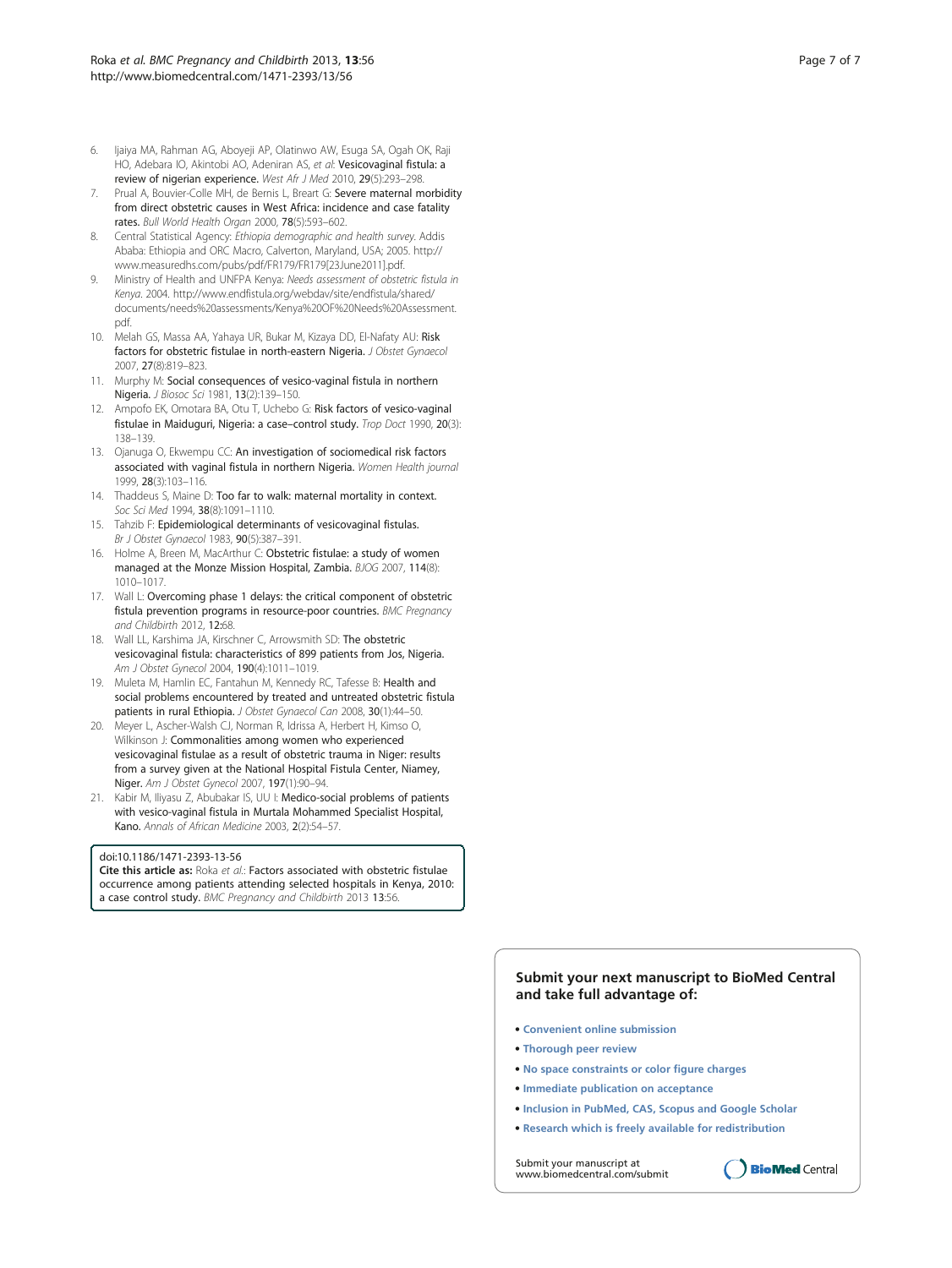6. Ijaiya MA, Rahman AG, Aboyeji AP, Olatinwo AW, Esuga SA, Ogah OK, Raji HO, Adebara IO, Akintobi AO, Adeniran AS, *et al*: **Vesicovaginal fistula: a review of nigerian experience.** *West Afr J Med* 2010, **29**(5):293–298.
7. Prual A, Bouvier-Colle MH, de Bernis L, Breart G: **Severe maternal morbidity from direct obstetric causes in West Africa: incidence and case fatality rates.** *Bull World Health Organ* 2000, **78**(5):593–602.
8. Central Statistical Agency: *Ethiopia demographic and health survey.* Addis Ababa: Ethiopia and ORC Macro, Calverton, Maryland, USA; 2005. http://www.measuredhs.com/pubs/pdf/FR179/FR179[23June2011].pdf.
9. Ministry of Health and UNFPA Kenya: *Needs assessment of obstetric fistula in Kenya.* 2004. http://www.endfistula.org/webdav/site/endfistula/shared/documents/needs%20assessments/Kenya%20OF%20Needs%20Assessment.pdf.
10. Melah GS, Massa AA, Yahaya UR, Bukar M, Kizaya DD, El-Nafaty AU: **Risk factors for obstetric fistulae in north-eastern Nigeria.** *J Obstet Gynaecol* 2007, **27**(8):819–823.
11. Murphy M: **Social consequences of vesico-vaginal fistula in northern Nigeria.** *J Biosoc Sci* 1981, **13**(2):139–150.
12. Ampofo EK, Omotara BA, Otu T, Uchebo G: **Risk factors of vesico-vaginal fistulae in Maiduguri, Nigeria: a case–control study.** *Trop Doct* 1990, **20**(3): 138–139.
13. Ojanuga O, Ekwempu CC: **An investigation of sociomedical risk factors associated with vaginal fistula in northern Nigeria.** *Women Health journal* 1999, **28**(3):103–116.
14. Thaddeus S, Maine D: **Too far to walk: maternal mortality in context.** *Soc Sci Med* 1994, **38**(8):1091–1110.
15. Tahzib F: **Epidemiological determinants of vesicovaginal fistulas.** *Br J Obstet Gynaecol* 1983, **90**(5):387–391.
16. Holme A, Breen M, MacArthur C: **Obstetric fistulae: a study of women managed at the Monze Mission Hospital, Zambia.** *BJOG* 2007, **114**(8): 1010–1017.
17. Wall L: **Overcoming phase 1 delays: the critical component of obstetric fistula prevention programs in resource-poor countries.** *BMC Pregnancy and Childbirth* 2012, **12:**68.
18. Wall LL, Karshima JA, Kirschner C, Arrowsmith SD: **The obstetric vesicovaginal fistula: characteristics of 899 patients from Jos, Nigeria.** *Am J Obstet Gynecol* 2004, **190**(4):1011–1019.
19. Muleta M, Hamlin EC, Fantahun M, Kennedy RC, Tafesse B: **Health and social problems encountered by treated and untreated obstetric fistula patients in rural Ethiopia.** *J Obstet Gynaecol Can* 2008, **30**(1):44–50.
20. Meyer L, Ascher-Walsh CJ, Norman R, Idrissa A, Herbert H, Kimso O, Wilkinson J: **Commonalities among women who experienced vesicovaginal fistulae as a result of obstetric trauma in Niger: results from a survey given at the National Hospital Fistula Center, Niamey, Niger.** *Am J Obstet Gynecol* 2007, **197**(1):90–94.
21. Kabir M, Iliyasu Z, Abubakar IS, UU I: **Medico-social problems of patients with vesico-vaginal fistula in Murtala Mohammed Specialist Hospital, Kano.** *Annals of African Medicine* 2003, **2**(2):54–57.

doi:10.1186/1471-2393-13-56

**Cite this article as:** Roka *et al.*: Factors associated with obstetric fistulae occurrence among patients attending selected hospitals in Kenya, 2010: a case control study. *BMC Pregnancy and Childbirth* 2013 **13**:56.

**Submit your next manuscript to BioMed Central and take full advantage of:**

- **Convenient online submission**
- **Thorough peer review**
- **No space constraints or color figure charges**
- **Immediate publication on acceptance**
- **Inclusion in PubMed, CAS, Scopus and Google Scholar**
- **Research which is freely available for redistribution**

Submit your manuscript at
www.biomedcentral.com/submit

BioMed Central